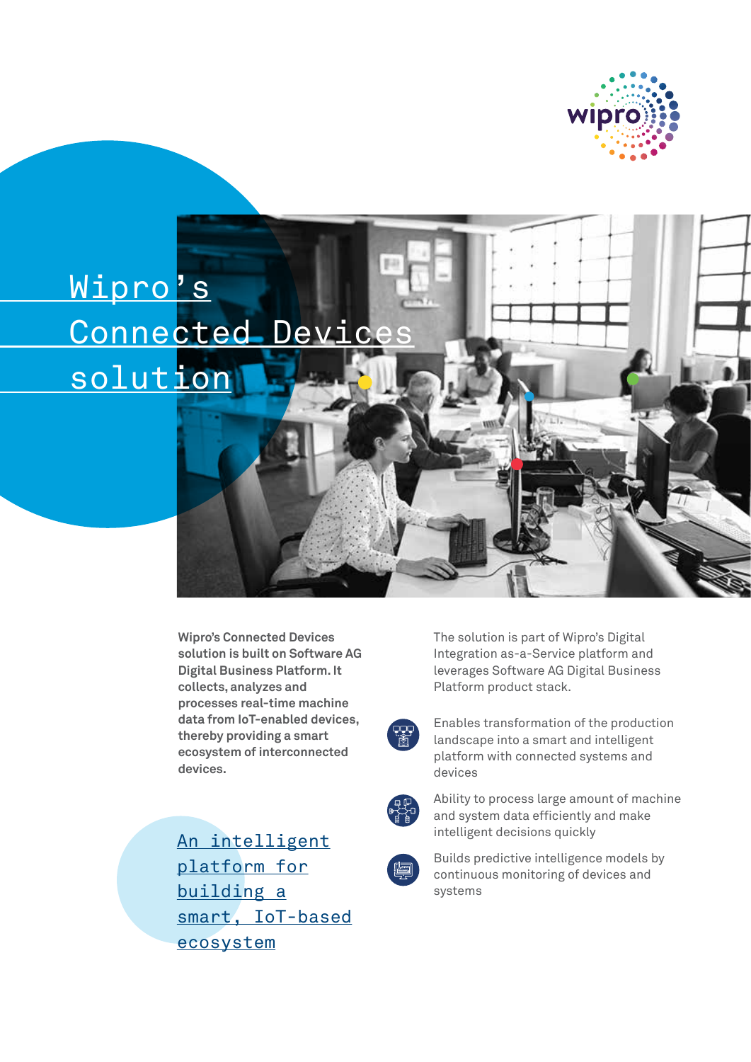# Wipro's Connected Devices solution

**Wipro's Connected Devices solution is built on Software AG Digital Business Platform. It collects, analyzes and processes real-time machine data from IoT-enabled devices, thereby providing a smart ecosystem of interconnected devices.**

## An intelligent platform for building a smart, IoT-based ecosystem

The solution is part of Wipro's Digital Integration as-a-Service platform and leverages Software AG Digital Business Platform product stack.

- Enables transformation of the production landscape into a smart and intelligent platform with connected systems and devices
- Ability to process large amount of machine and system data efficiently and make intelligent decisions quickly
- Builds predictive intelligence models by continuous monitoring of devices and systems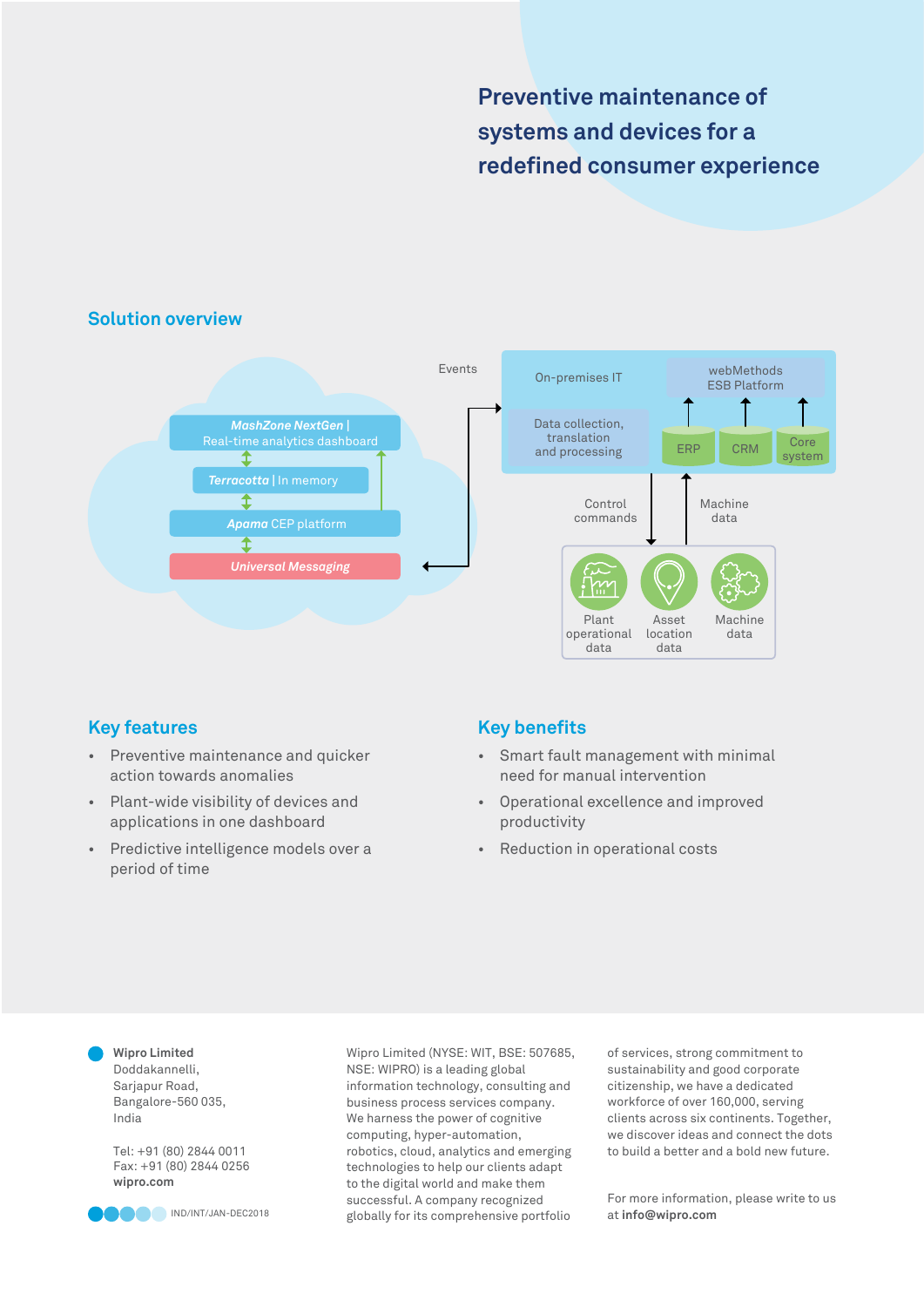# Preventive maintenance of systems and devices for a redefined consumer experience

## Solution overview

MashZone NextGen | Real-time analytics dashboard

Terracotta | In memory

Apama CEP platform

Universal Messaging

Events

On-premises IT

webMethods ESB Platform

Data collection, translation and processing

ERP

CRM

Core system

Control commands

Machine data

Plant operational data

Asset location data

Machine data

## Key features

- Preventive maintenance and quicker action towards anomalies
- Plant-wide visibility of devices and applications in one dashboard
- Predictive intelligence models over a period of time

## Key benefits

- Smart fault management with minimal need for manual intervention
- Operational excellence and improved productivity
- Reduction in operational costs

**Wipro Limited**
Doddakannelli,
Sarjapur Road,
Bangalore-560 035,
India

Tel: +91 (80) 2844 0011
Fax: +91 (80) 2844 0256
**wipro.com**

Wipro Limited (NYSE: WIT, BSE: 507685, NSE: WIPRO) is a leading global information technology, consulting and business process services company. We harness the power of cognitive computing, hyper-automation, robotics, cloud, analytics and emerging technologies to help our clients adapt to the digital world and make them successful. A company recognized globally for its comprehensive portfolio of services, strong commitment to sustainability and good corporate citizenship, we have a dedicated workforce of over 160,000, serving clients across six continents. Together, we discover ideas and connect the dots to build a better and a bold new future.

For more information, please write to us at **info@wipro.com**

IND/INT/JAN-DEC2018